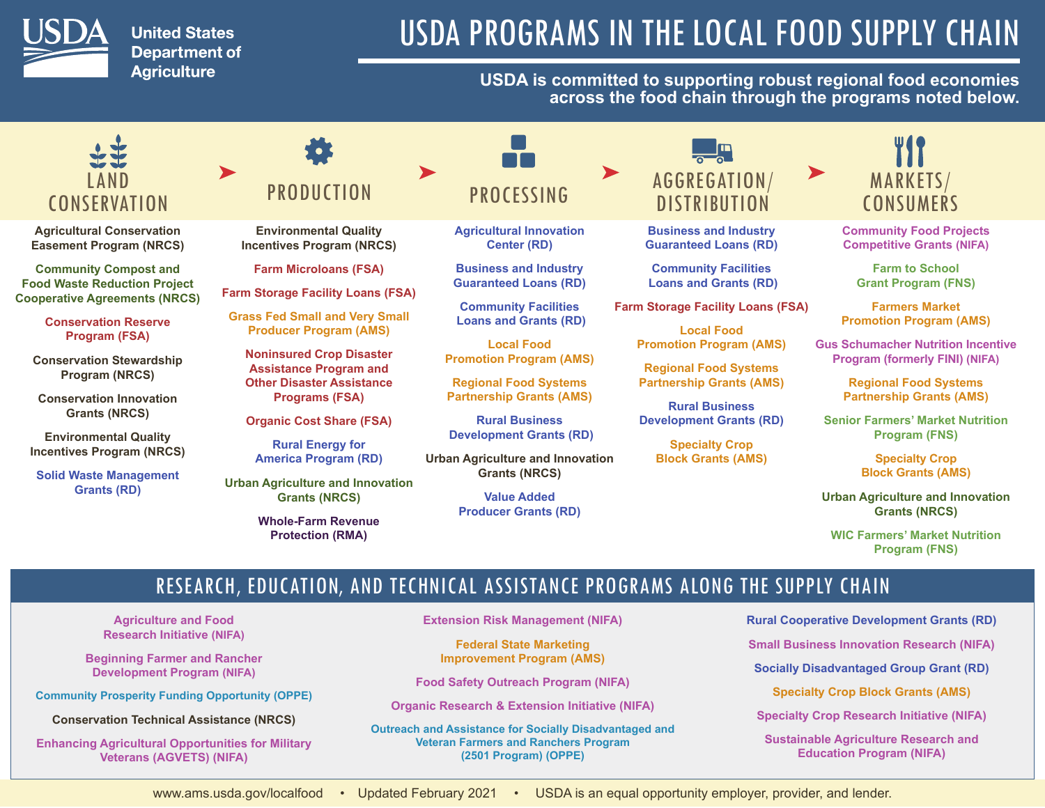# USDA PROGRAMS IN THE LOCAL FOOD SUPPLY CHAIN

**United States Department of Agriculture**

**USDA is committed to supporting robust regional food economies across the food chain through the programs noted below.**

## LAND CONSERVATION

- Agricultural Conservation Easement Program (NRCS)
- Community Compost and Food Waste Reduction Project Cooperative Agreements (NRCS)
- Conservation Reserve Program (FSA)
- Conservation Stewardship Program (NRCS)
- Conservation Innovation Grants (NRCS)
- Environmental Quality Incentives Program (NRCS)
- Solid Waste Management Grants (RD)

## PRODUCTION

- Environmental Quality Incentives Program (NRCS)
- Farm Microloans (FSA)
- Farm Storage Facility Loans (FSA)
- Grass Fed Small and Very Small Producer Program (AMS)
- Noninsured Crop Disaster Assistance Program and Other Disaster Assistance Programs (FSA)
- Organic Cost Share (FSA)
- Rural Energy for America Program (RD)
- Urban Agriculture and Innovation Grants (NRCS)
- Whole-Farm Revenue Protection (RMA)

## PROCESSING

- Agricultural Innovation Center (RD)
- Business and Industry Guaranteed Loans (RD)
- Community Facilities Loans and Grants (RD)
- Local Food Promotion Program (AMS)
- Regional Food Systems Partnership Grants (AMS)
- Rural Business Development Grants (RD)
- Urban Agriculture and Innovation Grants (NRCS)
- Value Added Producer Grants (RD)

## AGGREGATION/DISTRIBUTION

- Business and Industry Guaranteed Loans (RD)
- Community Facilities Loans and Grants (RD)
- Farm Storage Facility Loans (FSA)
- Local Food Promotion Program (AMS)
- Regional Food Systems Partnership Grants (AMS)
- Rural Business Development Grants (RD)
- Specialty Crop Block Grants (AMS)

## MARKETS/CONSUMERS

- Community Food Projects Competitive Grants (NIFA)
- Farm to School Grant Program (FNS)
- Farmers Market Promotion Program (AMS)
- Gus Schumacher Nutrition Incentive Program (formerly FINI) (NIFA)
- Regional Food Systems Partnership Grants (AMS)
- Senior Farmers' Market Nutrition Program (FNS)
- Specialty Crop Block Grants (AMS)
- Urban Agriculture and Innovation Grants (NRCS)
- WIC Farmers' Market Nutrition Program (FNS)

## RESEARCH, EDUCATION, AND TECHNICAL ASSISTANCE PROGRAMS ALONG THE SUPPLY CHAIN

- Agriculture and Food Research Initiative (NIFA)
- Beginning Farmer and Rancher Development Program (NIFA)
- Community Prosperity Funding Opportunity (OPPE)
- Conservation Technical Assistance (NRCS)
- Enhancing Agricultural Opportunities for Military Veterans (AGVETS) (NIFA)
- Extension Risk Management (NIFA)
- Federal State Marketing Improvement Program (AMS)
- Food Safety Outreach Program (NIFA)
- Organic Research & Extension Initiative (NIFA)
- Outreach and Assistance for Socially Disadvantaged and Veteran Farmers and Ranchers Program (2501 Program) (OPPE)
- Rural Cooperative Development Grants (RD)
- Small Business Innovation Research (NIFA)
- Socially Disadvantaged Group Grant (RD)
- Specialty Crop Block Grants (AMS)
- Specialty Crop Research Initiative (NIFA)
- Sustainable Agriculture Research and Education Program (NIFA)

www.ams.usda.gov/localfood • Updated February 2021 • USDA is an equal opportunity employer, provider, and lender.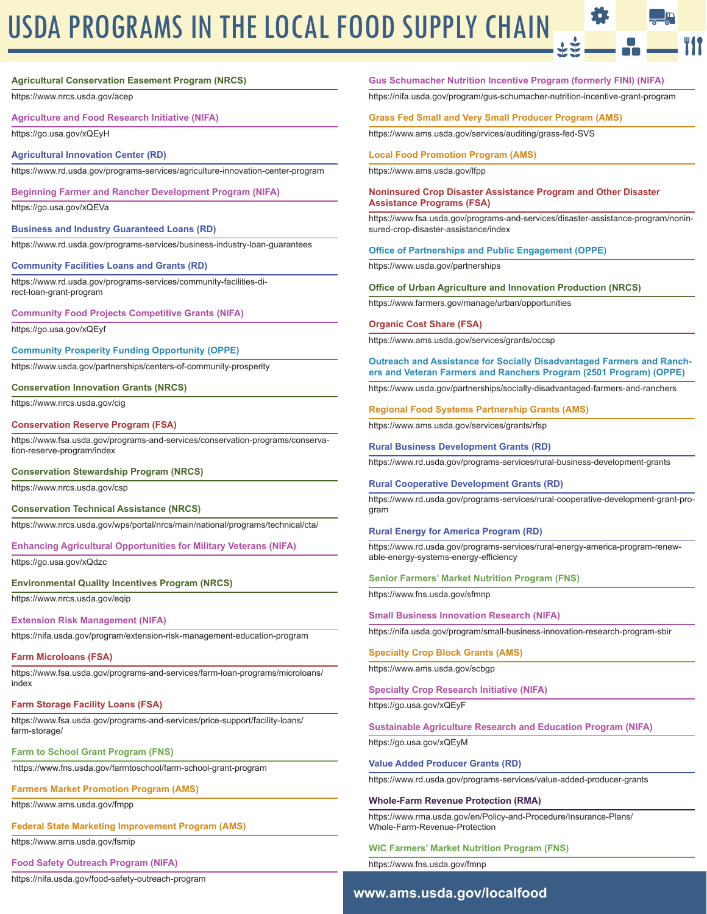# USDA PROGRAMS IN THE LOCAL FOOD SUPPLY CHAIN

**Agricultural Conservation Easement Program (NRCS)**
https://www.nrcs.usda.gov/acep

**Agriculture and Food Research Initiative (NIFA)**
https://go.usa.gov/xQEyH

**Agricultural Innovation Center (RD)**
https://www.rd.usda.gov/programs-services/agriculture-innovation-center-program

**Beginning Farmer and Rancher Development Program (NIFA)**
https://go.usa.gov/xQEVa

**Business and Industry Guaranteed Loans (RD)**
https://www.rd.usda.gov/programs-services/business-industry-loan-guarantees

**Community Facilities Loans and Grants (RD)**
https://www.rd.usda.gov/programs-services/community-facilities-direct-loan-grant-program

**Community Food Projects Competitive Grants (NIFA)**
https://go.usa.gov/xQEyf

**Community Prosperity Funding Opportunity (OPPE)**
https://www.usda.gov/partnerships/centers-of-community-prosperity

**Conservation Innovation Grants (NRCS)**
https://www.nrcs.usda.gov/cig

**Conservation Reserve Program (FSA)**
https://www.fsa.usda.gov/programs-and-services/conservation-programs/conservation-reserve-program/index

**Conservation Stewardship Program (NRCS)**
https://www.nrcs.usda.gov/csp

**Conservation Technical Assistance (NRCS)**
https://www.nrcs.usda.gov/wps/portal/nrcs/main/national/programs/technical/cta/

**Enhancing Agricultural Opportunities for Military Veterans (NIFA)**
https://go.usa.gov/xQdzc

**Environmental Quality Incentives Program (NRCS)**
https://www.nrcs.usda.gov/eqip

**Extension Risk Management (NIFA)**
https://nifa.usda.gov/program/extension-risk-management-education-program

**Farm Microloans (FSA)**
https://www.fsa.usda.gov/programs-and-services/farm-loan-programs/microloans/index

**Farm Storage Facility Loans (FSA)**
https://www.fsa.usda.gov/programs-and-services/price-support/facility-loans/farm-storage/

**Farm to School Grant Program (FNS)**
https://www.fns.usda.gov/farmtoschool/farm-school-grant-program

**Farmers Market Promotion Program (AMS)**
https://www.ams.usda.gov/fmpp

**Federal State Marketing Improvement Program (AMS)**
https://www.ams.usda.gov/fsmip

**Food Safety Outreach Program (NIFA)**
https://nifa.usda.gov/food-safety-outreach-program

**Gus Schumacher Nutrition Incentive Program (formerly FINI) (NIFA)**
https://nifa.usda.gov/program/gus-schumacher-nutrition-incentive-grant-program

**Grass Fed Small and Very Small Producer Program (AMS)**
https://www.ams.usda.gov/services/auditing/grass-fed-SVS

**Local Food Promotion Program (AMS)**
https://www.ams.usda.gov/lfpp

**Noninsured Crop Disaster Assistance Program and Other Disaster Assistance Programs (FSA)**
https://www.fsa.usda.gov/programs-and-services/disaster-assistance-program/noninsured-crop-disaster-assistance/index

**Office of Partnerships and Public Engagement (OPPE)**
https://www.usda.gov/partnerships

**Office of Urban Agriculture and Innovation Production (NRCS)**
https://www.farmers.gov/manage/urban/opportunities

**Organic Cost Share (FSA)**
https://www.ams.usda.gov/services/grants/occsp

**Outreach and Assistance for Socially Disadvantaged Farmers and Ranchers and Veteran Farmers and Ranchers Program (2501 Program) (OPPE)**
https://www.usda.gov/partnerships/socially-disadvantaged-farmers-and-ranchers

**Regional Food Systems Partnership Grants (AMS)**
https://www.ams.usda.gov/services/grants/rfsp

**Rural Business Development Grants (RD)**
https://www.rd.usda.gov/programs-services/rural-business-development-grants

**Rural Cooperative Development Grants (RD)**
https://www.rd.usda.gov/programs-services/rural-cooperative-development-grant-program

**Rural Energy for America Program (RD)**
https://www.rd.usda.gov/programs-services/rural-energy-america-program-renewable-energy-systems-energy-efficiency

**Senior Farmers' Market Nutrition Program (FNS)**
https://www.fns.usda.gov/sfmnp

**Small Business Innovation Research (NIFA)**
https://nifa.usda.gov/program/small-business-innovation-research-program-sbir

**Specialty Crop Block Grants (AMS)**
https://www.ams.usda.gov/scbgp

**Specialty Crop Research Initiative (NIFA)**
https://go.usa.gov/xQEyF

**Sustainable Agriculture Research and Education Program (NIFA)**
https://go.usa.gov/xQEyM

**Value Added Producer Grants (RD)**
https://www.rd.usda.gov/programs-services/value-added-producer-grants

**Whole-Farm Revenue Protection (RMA)**
https://www.rma.usda.gov/en/Policy-and-Procedure/Insurance-Plans/Whole-Farm-Revenue-Protection

**WIC Farmers' Market Nutrition Program (FNS)**
https://www.fns.usda.gov/fmnp

**www.ams.usda.gov/localfood**